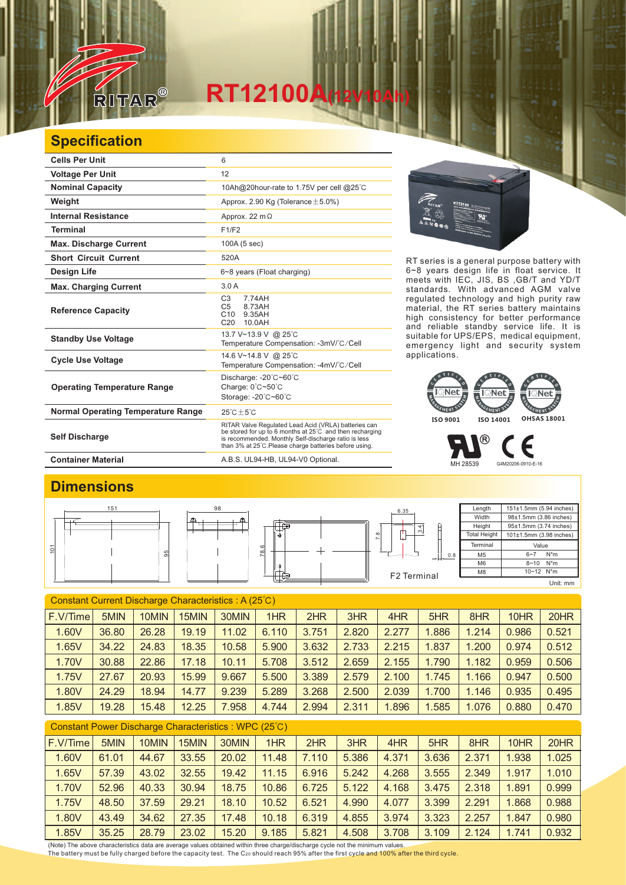# RT12100A(12V10Ah)

## Specification

| Item | Value |
|---|---|
| Cells Per Unit | 6 |
| Voltage Per Unit | 12 |
| Nominal Capacity | 10Ah@20hour-rate to 1.75V per cell @25℃ |
| Weight | Approx. 2.90 Kg (Tolerance±5.0%) |
| Internal Resistance | Approx. 22 mΩ |
| Terminal | F1/F2 |
| Max. Discharge Current | 100A (5 sec) |
| Short Circuit Current | 520A |
| Design Life | 6~8 years (Float charging) |
| Max. Charging Current | 3.0 A |
| Reference Capacity | C3 7.74AH<br>C5 8.73AH<br>C10 9.35AH<br>C20 10.0AH |
| Standby Use Voltage | 13.7 V~13.9 V @ 25℃<br>Temperature Compensation: -3mV/℃/Cell |
| Cycle Use Voltage | 14.6 V~14.8 V @ 25℃<br>Temperature Compensation: -4mV/℃/Cell |
| Operating Temperature Range | Discharge: -20℃~60℃<br>Charge: 0℃~50℃<br>Storage: -20℃~60℃ |
| Normal Operating Temperature Range | 25℃±5℃ |
| Self Discharge | RITAR Valve Regulated Lead Acid (VRLA) batteries can be stored for up to 6 months at 25℃ and then recharging is recommended. Monthly Self-discharge ratio is less than 3% at 25℃.Please charge batteries before using. |
| Container Material | A.B.S. UL94-HB, UL94-V0 Optional. |

RT series is a general purpose battery with 6~8 years design life in float service. It meets with IEC, JIS, BS ,GB/T and YD/T standards. With advanced AGM valve regulated technology and high purity raw material, the RT series battery maintains high consistency for better performance and reliable standby service life. It is suitable for UPS/EPS, medical equipment, emergency light and security system applications.

ISO 9001 ISO 14001 OHSAS 18001

MH 28539 G4M20206-0910-E-16

## Dimensions

F2 Terminal

| | |
|---|---|
| Length | 151±1.5mm (5.94 inches) |
| Width | 98±1.5mm (3.86 inches) |
| Height | 95±1.5mm (3.74 inches) |
| Total Height | 101±1.5mm (3.98 inches) |

| Terminal | Value |
|---|---|
| M5 | 6~7 N*m |
| M6 | 8~10 N*m |
| M8 | 10~12 N*m |

Unit: mm

Constant Current Discharge Characteristics : A (25℃)

| F.V/Time | 5MIN | 10MIN | 15MIN | 30MIN | 1HR | 2HR | 3HR | 4HR | 5HR | 8HR | 10HR | 20HR |
|---|---|---|---|---|---|---|---|---|---|---|---|---|
| 1.60V | 36.80 | 26.28 | 19.19 | 11.02 | 6.110 | 3.751 | 2.820 | 2.277 | 1.886 | 1.214 | 0.986 | 0.521 |
| 1.65V | 34.22 | 24.83 | 18.35 | 10.58 | 5.900 | 3.632 | 2.733 | 2.215 | 1.837 | 1.200 | 0.974 | 0.512 |
| 1.70V | 30.88 | 22.86 | 17.18 | 10.11 | 5.708 | 3.512 | 2.659 | 2.155 | 1.790 | 1.182 | 0.959 | 0.506 |
| 1.75V | 27.67 | 20.93 | 15.99 | 9.667 | 5.500 | 3.389 | 2.579 | 2.100 | 1.745 | 1.166 | 0.947 | 0.500 |
| 1.80V | 24.29 | 18.94 | 14.77 | 9.239 | 5.289 | 3.268 | 2.500 | 2.039 | 1.700 | 1.146 | 0.935 | 0.495 |
| 1.85V | 19.28 | 15.48 | 12.25 | 7.958 | 4.744 | 2.994 | 2.311 | 1.896 | 1.585 | 1.076 | 0.880 | 0.470 |

Constant Power Discharge Characteristics : WPC (25℃)

| F.V/Time | 5MIN | 10MIN | 15MIN | 30MIN | 1HR | 2HR | 3HR | 4HR | 5HR | 8HR | 10HR | 20HR |
|---|---|---|---|---|---|---|---|---|---|---|---|---|
| 1.60V | 61.01 | 44.67 | 33.55 | 20.02 | 11.48 | 7.110 | 5.386 | 4.371 | 3.636 | 2.371 | 1.938 | 1.025 |
| 1.65V | 57.39 | 43.02 | 32.55 | 19.42 | 11.15 | 6.916 | 5.242 | 4.268 | 3.555 | 2.349 | 1.917 | 1.010 |
| 1.70V | 52.96 | 40.33 | 30.94 | 18.75 | 10.86 | 6.725 | 5.122 | 4.168 | 3.475 | 2.318 | 1.891 | 0.999 |
| 1.75V | 48.50 | 37.59 | 29.21 | 18.10 | 10.52 | 6.521 | 4.990 | 4.077 | 3.399 | 2.291 | 1.868 | 0.988 |
| 1.80V | 43.49 | 34.62 | 27.35 | 17.48 | 10.18 | 6.319 | 4.855 | 3.974 | 3.323 | 2.257 | 1.847 | 0.980 |
| 1.85V | 35.25 | 28.79 | 23.02 | 15.20 | 9.185 | 5.821 | 4.508 | 3.708 | 3.109 | 2.124 | 1.741 | 0.932 |

(Note) The above characteristics data are average values obtained within three charge/discharge cycle not the minimum values.
The battery must be fully charged before the capacity test. The $C_{20}$ should reach 95% after the first cycle and 100% after the third cycle.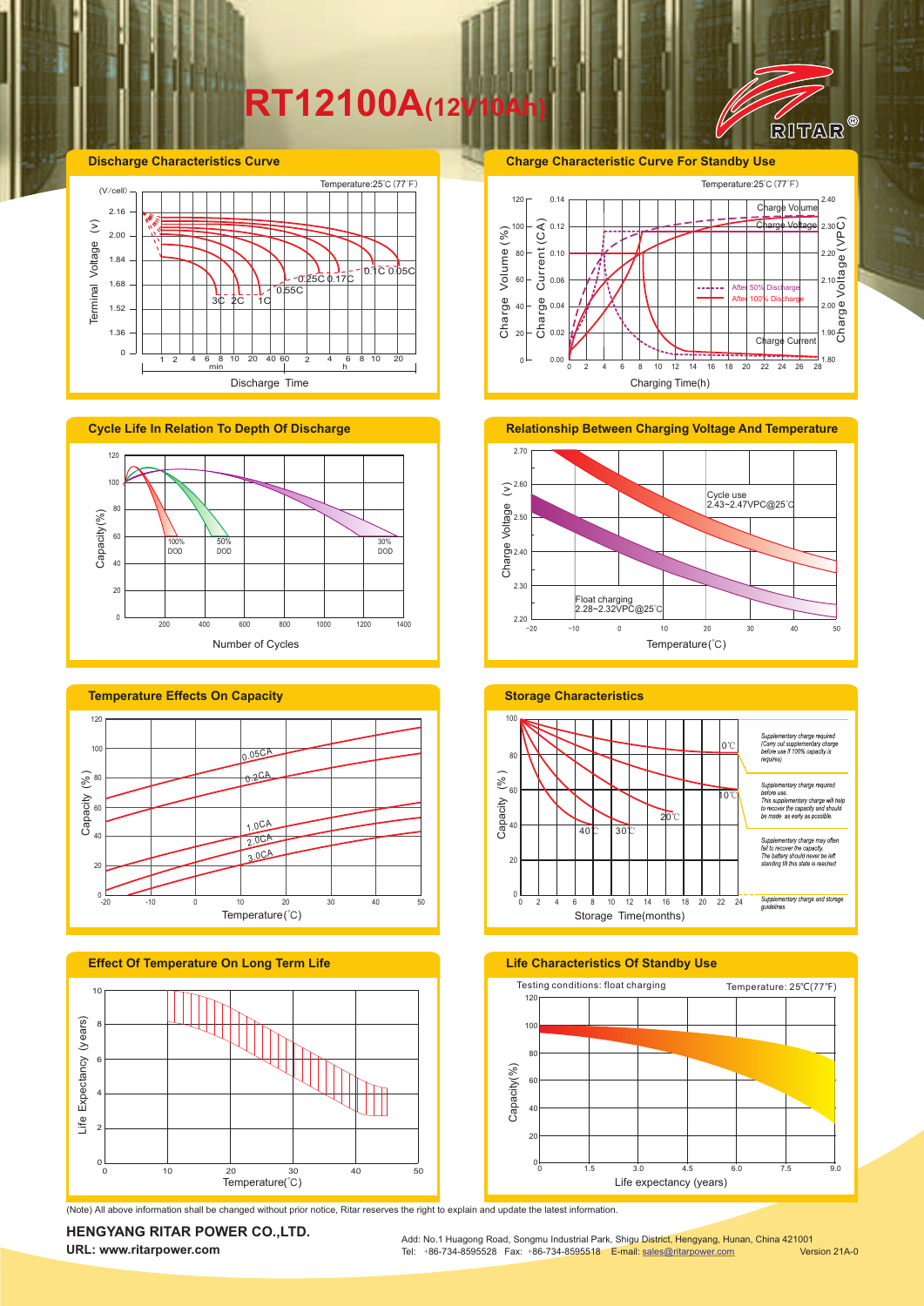# RT12100A(12V10Ah)

RITAR®

## Discharge Characteristics Curve

Temperature:25℃ (77℉)

(V/cell)

Terminal Voltage (v)

2.16
2.00
1.84
1.68
1.52
1.36
0

3C 2C 1C 0.55C 0.25C 0.17C 0.1C 0.05C

1 2 4 6 8 10 20 40 60 2 4 6 8 10 20

min h

Discharge Time

## Charge Characteristic Curve For Standby Use

Temperature:25℃ (77℉)

Charge Volume (%)

Charge Current (CA)

Charge Voltage (VPC)

120 100 80 60 40 20 0

0.14 0.12 0.10 0.06 0.04 0.02 0.00

2.40 2.30 2.20 2.10 2.00 1.90 1.80

Charge Volume

Charge Voltage

After 50% Discharge

After 100% Discharge

Charge Current

0 2 4 6 8 10 12 14 16 18 20 22 24 26 28

Charging Time(h)

## Cycle Life In Relation To Depth Of Discharge

Capacity(%)

120 100 80 60 40 20 0

100% DOD

50% DOD

30% DOD

200 400 600 800 1000 1200 1400

Number of Cycles

## Relationship Between Charging Voltage And Temperature

Charge Voltage (v)

2.70 2.60 2.50 2.40 2.30 2.20

Cycle use
2.43~2.47VPC@25℃

Float charging
2.28~2.32VPC@25℃

−20 −10 0 10 20 30 40 50

Temperature(℃)

## Temperature Effects On Capacity

Capacity (%)

120 100 80 60 40 20 0

0.05CA
0.2CA
1.0CA
2.0CA
3.0CA

-20 -10 0 10 20 30 40 50

Temperature(℃)

## Storage Characteristics

Capacity (%)

100 80 60 40 20 0

0℃ 10℃ 20℃ 30℃ 40℃

0 2 4 6 8 10 12 14 16 18 20 22 24

Storage Time(months)

Supplementary charge required (Carry out supplementary charge before use if 100% capacity is requires)

Supplementary charge required before use. This supplementary charge will help to recover the capacity and should be made as early as possible.

Supplementary charge may often fail to recover the capacity. The battery should never be left standing till this state is reached

Supplementary charge and storage guidelines

## Effect Of Temperature On Long Term Life

Life Expectancy (years)

10 8 6 4 2 0

0 10 20 30 40 50

Temperature(℃)

## Life Characteristics Of Standby Use

Testing conditions: float charging

Temperature: 25℃(77℉)

Capacity(%)

120 100 80 60 40 20 0

0 1.5 3.0 4.5 6.0 7.5 9.0

Life expectancy (years)

(Note) All above information shall be changed without prior notice, Ritar reserves the right to explain and update the latest information.

**HENGYANG RITAR POWER CO.,LTD.**

**URL: www.ritarpower.com**

Add: No.1 Huagong Road, Songmu Industrial Park, Shigu District, Hengyang, Hunan, China 421001

Tel: +86-734-8595528 Fax: +86-734-8595518 E-mail: sales@ritarpower.com

Version 21A-0